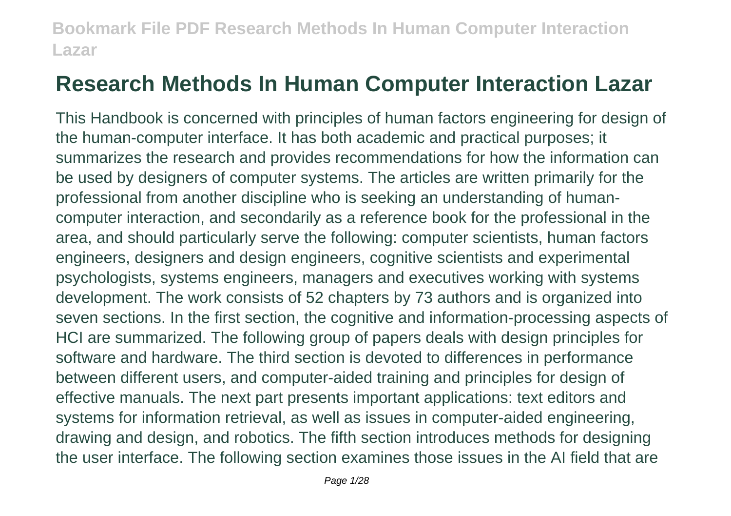# Research Methods In Human Computer Interaction Lazar

This Handbook is concerned with principles of human factors engineering for design of the human-computer interface. It has both academic and practical purposes; it summarizes the research and provides recommendations for how the information can be used by designers of computer systems. The articles are written primarily for the professional from another discipline who is seeking an understanding of human-computer interaction, and secondarily as a reference book for the professional in the area, and should particularly serve the following: computer scientists, human factors engineers, designers and design engineers, cognitive scientists and experimental psychologists, systems engineers, managers and executives working with systems development. The work consists of 52 chapters by 73 authors and is organized into seven sections. In the first section, the cognitive and information-processing aspects of HCI are summarized. The following group of papers deals with design principles for software and hardware. The third section is devoted to differences in performance between different users, and computer-aided training and principles for design of effective manuals. The next part presents important applications: text editors and systems for information retrieval, as well as issues in computer-aided engineering, drawing and design, and robotics. The fifth section introduces methods for designing the user interface. The following section examines those issues in the AI field that are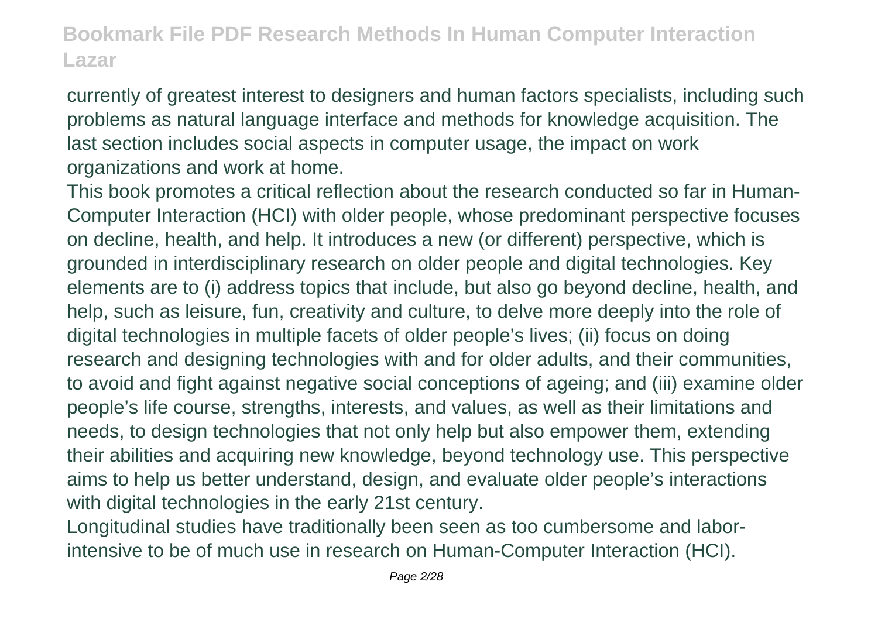currently of greatest interest to designers and human factors specialists, including such problems as natural language interface and methods for knowledge acquisition. The last section includes social aspects in computer usage, the impact on work organizations and work at home.

This book promotes a critical reflection about the research conducted so far in Human-Computer Interaction (HCI) with older people, whose predominant perspective focuses on decline, health, and help. It introduces a new (or different) perspective, which is grounded in interdisciplinary research on older people and digital technologies. Key elements are to (i) address topics that include, but also go beyond decline, health, and help, such as leisure, fun, creativity and culture, to delve more deeply into the role of digital technologies in multiple facets of older people's lives; (ii) focus on doing research and designing technologies with and for older adults, and their communities, to avoid and fight against negative social conceptions of ageing; and (iii) examine older people's life course, strengths, interests, and values, as well as their limitations and needs, to design technologies that not only help but also empower them, extending their abilities and acquiring new knowledge, beyond technology use. This perspective aims to help us better understand, design, and evaluate older people's interactions with digital technologies in the early 21st century.

Longitudinal studies have traditionally been seen as too cumbersome and labor-intensive to be of much use in research on Human-Computer Interaction (HCI).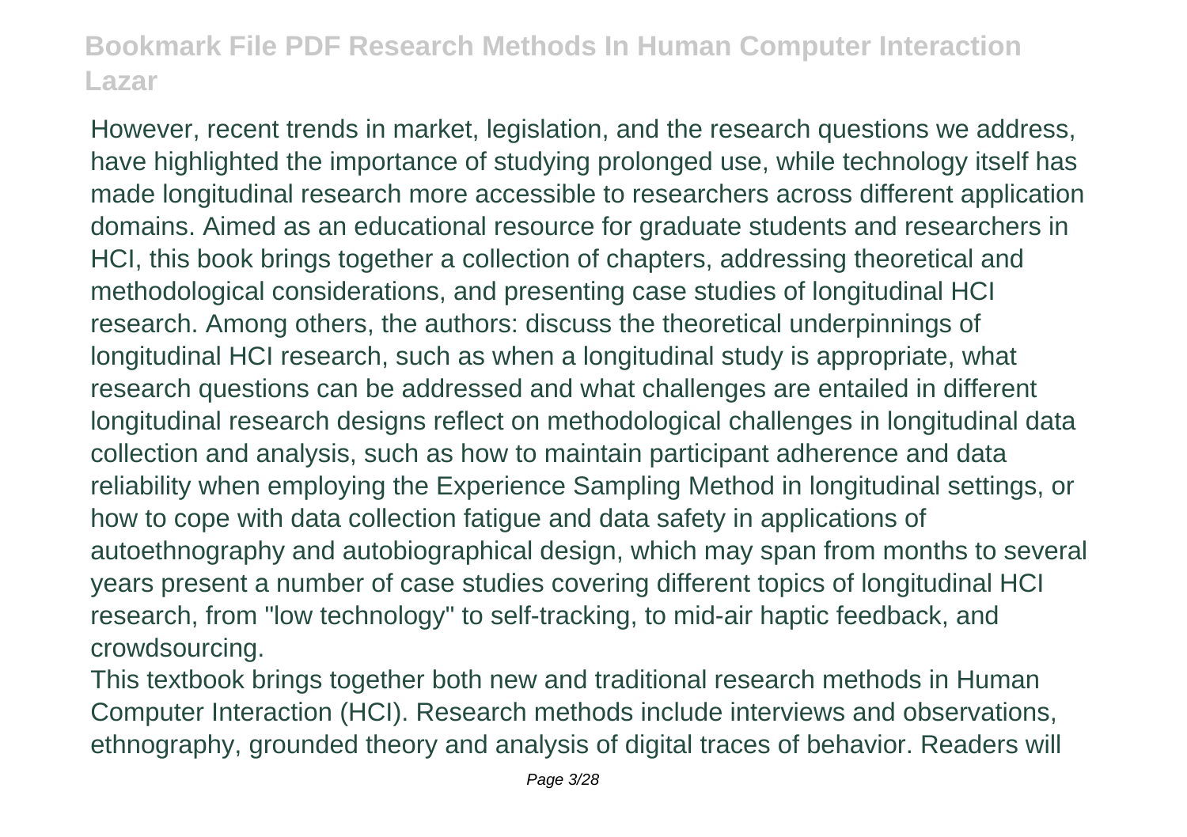However, recent trends in market, legislation, and the research questions we address, have highlighted the importance of studying prolonged use, while technology itself has made longitudinal research more accessible to researchers across different application domains. Aimed as an educational resource for graduate students and researchers in HCI, this book brings together a collection of chapters, addressing theoretical and methodological considerations, and presenting case studies of longitudinal HCI research. Among others, the authors: discuss the theoretical underpinnings of longitudinal HCI research, such as when a longitudinal study is appropriate, what research questions can be addressed and what challenges are entailed in different longitudinal research designs reflect on methodological challenges in longitudinal data collection and analysis, such as how to maintain participant adherence and data reliability when employing the Experience Sampling Method in longitudinal settings, or how to cope with data collection fatigue and data safety in applications of autoethnography and autobiographical design, which may span from months to several years present a number of case studies covering different topics of longitudinal HCI research, from "low technology" to self-tracking, to mid-air haptic feedback, and crowdsourcing.

This textbook brings together both new and traditional research methods in Human Computer Interaction (HCI). Research methods include interviews and observations, ethnography, grounded theory and analysis of digital traces of behavior. Readers will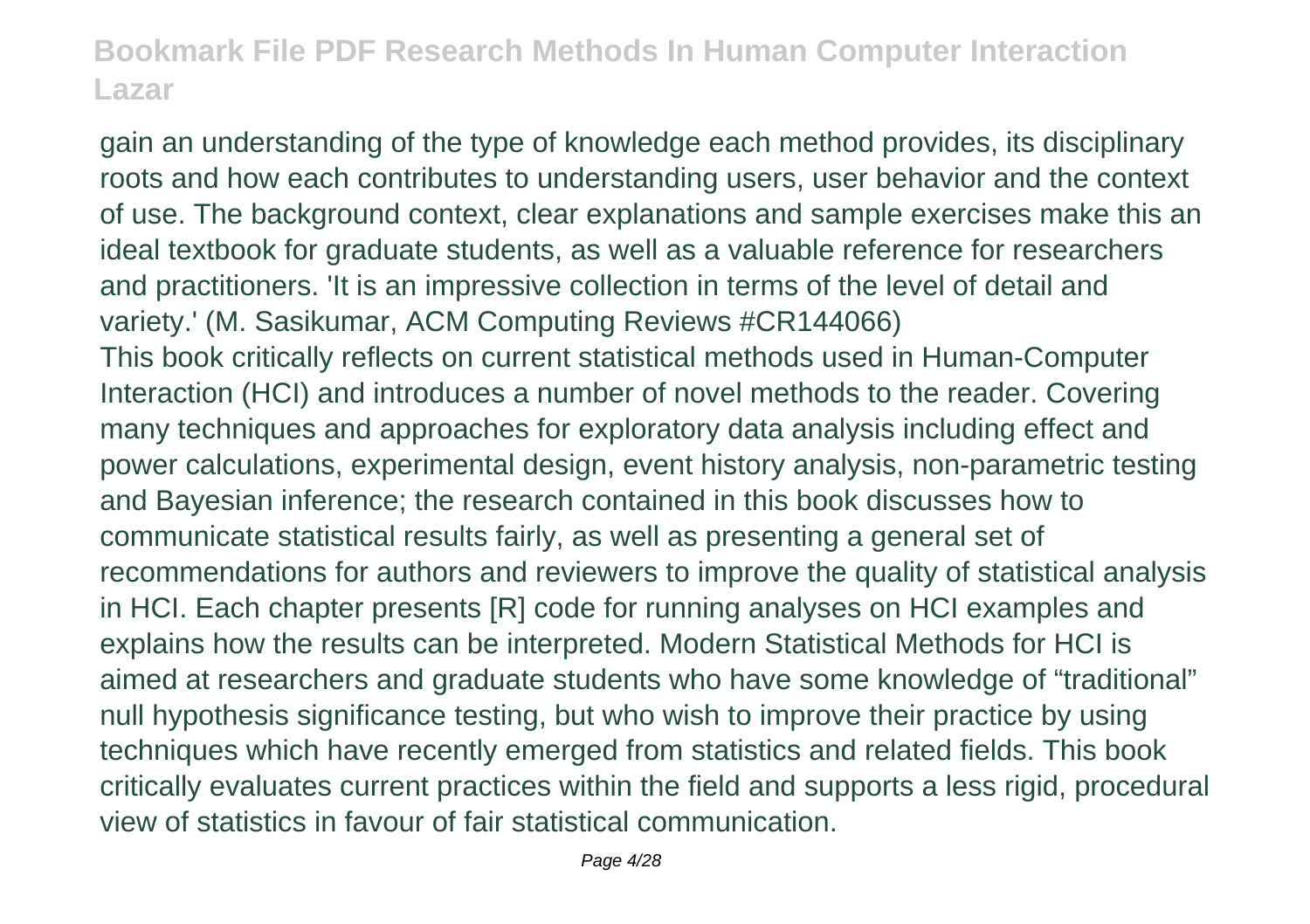gain an understanding of the type of knowledge each method provides, its disciplinary roots and how each contributes to understanding users, user behavior and the context of use. The background context, clear explanations and sample exercises make this an ideal textbook for graduate students, as well as a valuable reference for researchers and practitioners. 'It is an impressive collection in terms of the level of detail and variety.' (M. Sasikumar, ACM Computing Reviews #CR144066)

This book critically reflects on current statistical methods used in Human-Computer Interaction (HCI) and introduces a number of novel methods to the reader. Covering many techniques and approaches for exploratory data analysis including effect and power calculations, experimental design, event history analysis, non-parametric testing and Bayesian inference; the research contained in this book discusses how to communicate statistical results fairly, as well as presenting a general set of recommendations for authors and reviewers to improve the quality of statistical analysis in HCI. Each chapter presents [R] code for running analyses on HCI examples and explains how the results can be interpreted. Modern Statistical Methods for HCI is aimed at researchers and graduate students who have some knowledge of "traditional" null hypothesis significance testing, but who wish to improve their practice by using techniques which have recently emerged from statistics and related fields. This book critically evaluates current practices within the field and supports a less rigid, procedural view of statistics in favour of fair statistical communication.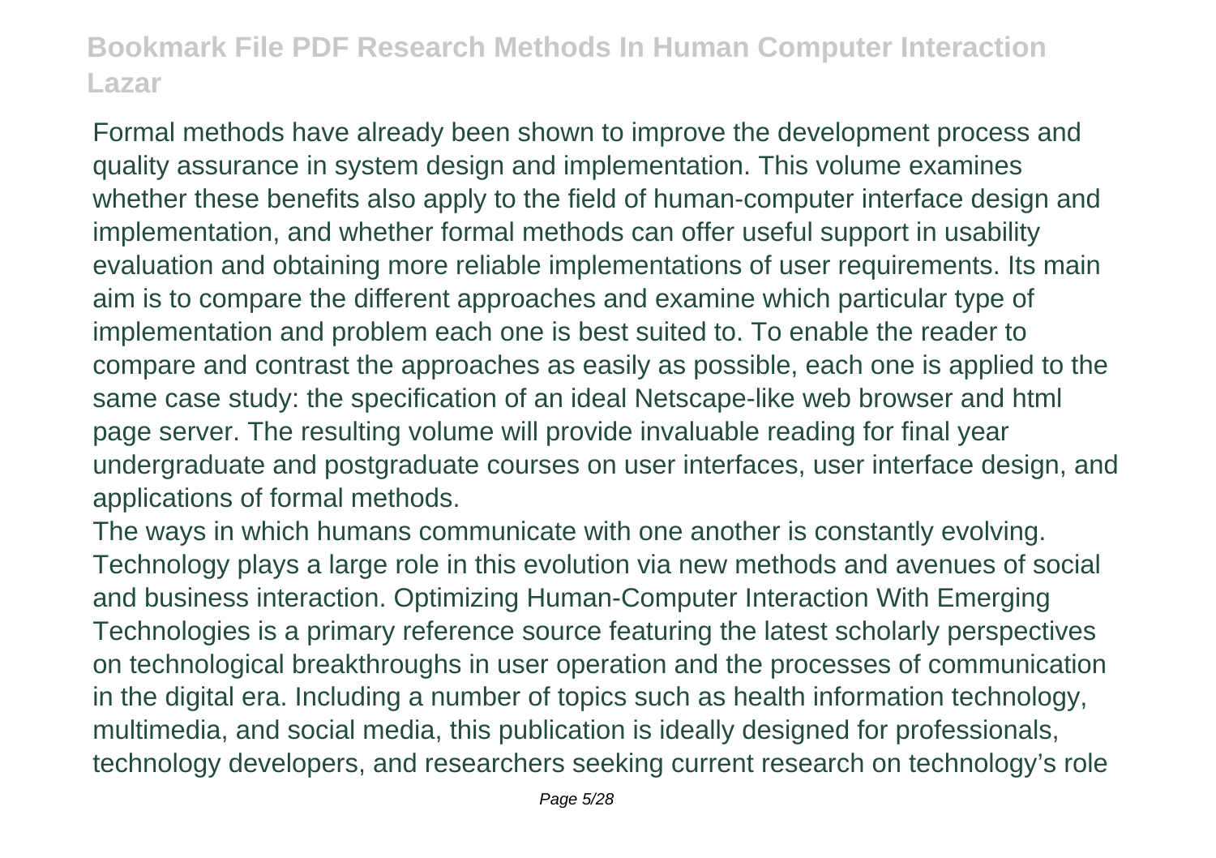Formal methods have already been shown to improve the development process and quality assurance in system design and implementation. This volume examines whether these benefits also apply to the field of human-computer interface design and implementation, and whether formal methods can offer useful support in usability evaluation and obtaining more reliable implementations of user requirements. Its main aim is to compare the different approaches and examine which particular type of implementation and problem each one is best suited to. To enable the reader to compare and contrast the approaches as easily as possible, each one is applied to the same case study: the specification of an ideal Netscape-like web browser and html page server. The resulting volume will provide invaluable reading for final year undergraduate and postgraduate courses on user interfaces, user interface design, and applications of formal methods.

The ways in which humans communicate with one another is constantly evolving. Technology plays a large role in this evolution via new methods and avenues of social and business interaction. Optimizing Human-Computer Interaction With Emerging Technologies is a primary reference source featuring the latest scholarly perspectives on technological breakthroughs in user operation and the processes of communication in the digital era. Including a number of topics such as health information technology, multimedia, and social media, this publication is ideally designed for professionals, technology developers, and researchers seeking current research on technology's role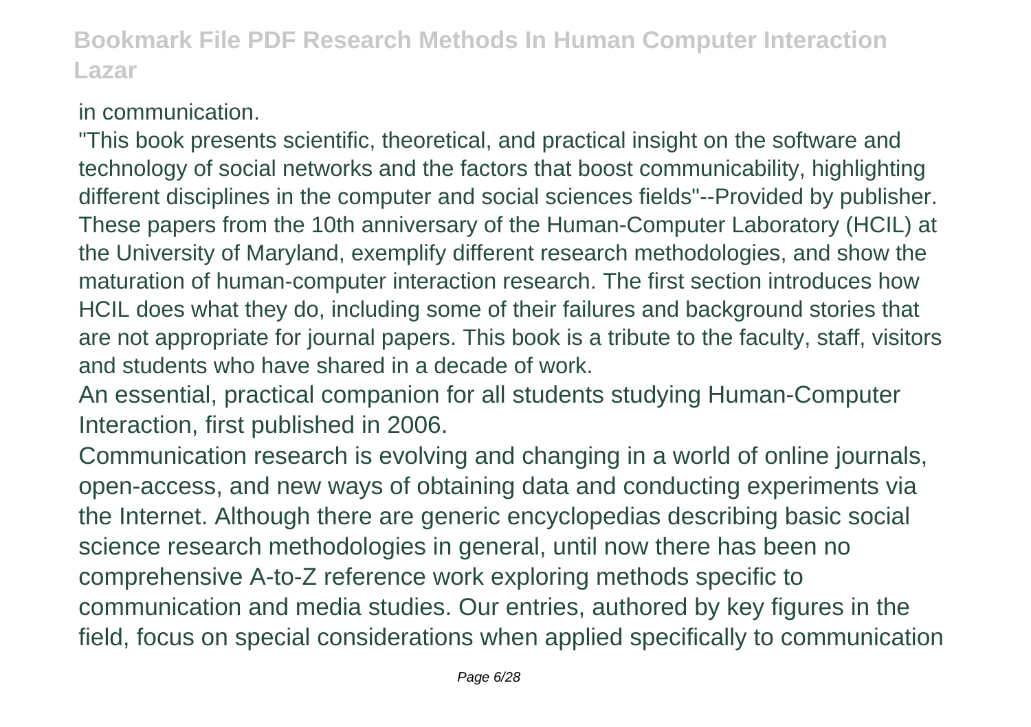in communication.

"This book presents scientific, theoretical, and practical insight on the software and technology of social networks and the factors that boost communicability, highlighting different disciplines in the computer and social sciences fields"--Provided by publisher.

These papers from the 10th anniversary of the Human-Computer Laboratory (HCIL) at the University of Maryland, exemplify different research methodologies, and show the maturation of human-computer interaction research. The first section introduces how HCIL does what they do, including some of their failures and background stories that are not appropriate for journal papers. This book is a tribute to the faculty, staff, visitors and students who have shared in a decade of work.

An essential, practical companion for all students studying Human-Computer Interaction, first published in 2006.

Communication research is evolving and changing in a world of online journals, open-access, and new ways of obtaining data and conducting experiments via the Internet. Although there are generic encyclopedias describing basic social science research methodologies in general, until now there has been no comprehensive A-to-Z reference work exploring methods specific to communication and media studies. Our entries, authored by key figures in the field, focus on special considerations when applied specifically to communication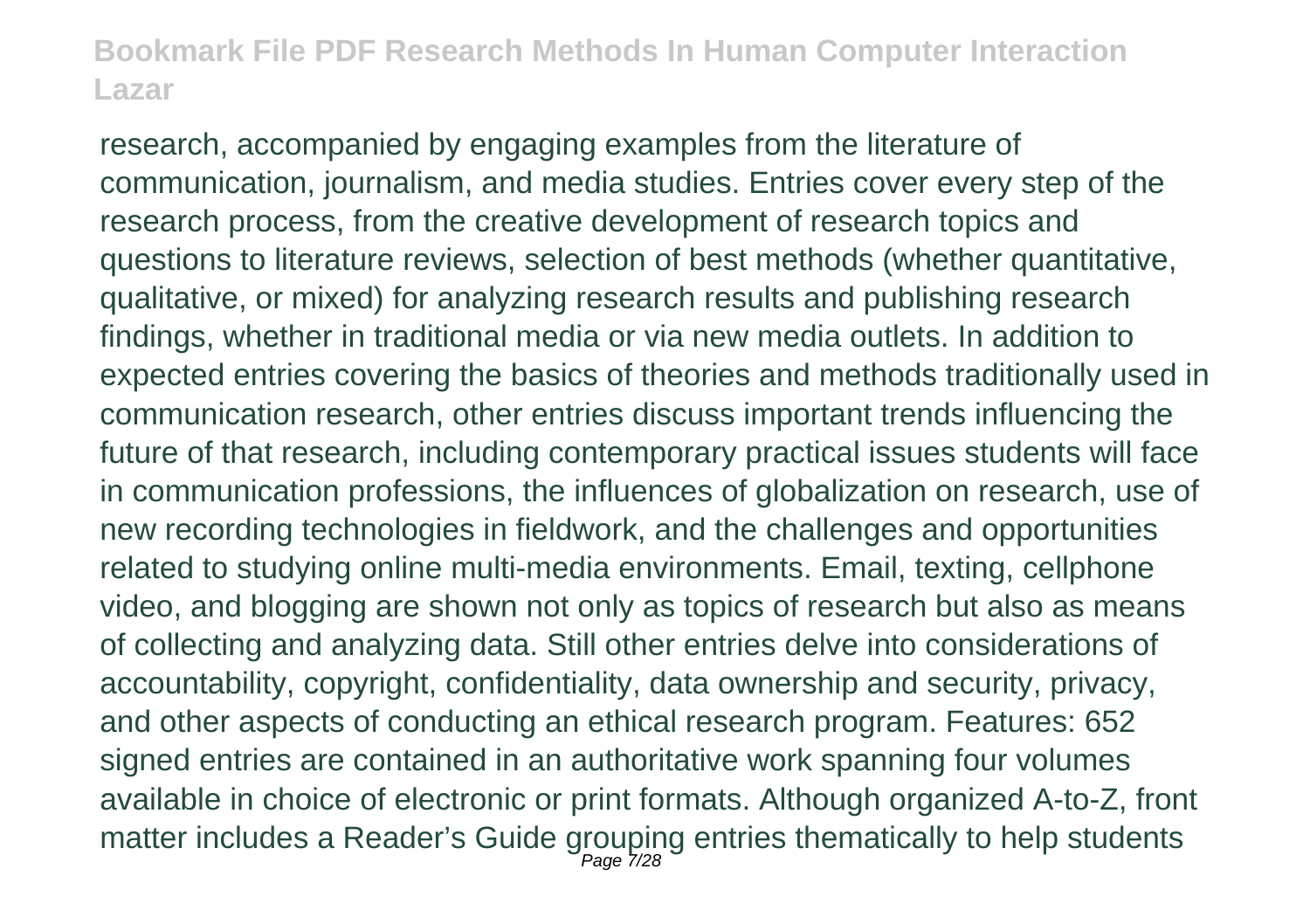research, accompanied by engaging examples from the literature of communication, journalism, and media studies. Entries cover every step of the research process, from the creative development of research topics and questions to literature reviews, selection of best methods (whether quantitative, qualitative, or mixed) for analyzing research results and publishing research findings, whether in traditional media or via new media outlets. In addition to expected entries covering the basics of theories and methods traditionally used in communication research, other entries discuss important trends influencing the future of that research, including contemporary practical issues students will face in communication professions, the influences of globalization on research, use of new recording technologies in fieldwork, and the challenges and opportunities related to studying online multi-media environments. Email, texting, cellphone video, and blogging are shown not only as topics of research but also as means of collecting and analyzing data. Still other entries delve into considerations of accountability, copyright, confidentiality, data ownership and security, privacy, and other aspects of conducting an ethical research program. Features: 652 signed entries are contained in an authoritative work spanning four volumes available in choice of electronic or print formats. Although organized A-to-Z, front matter includes a Reader's Guide grouping entries thematically to help students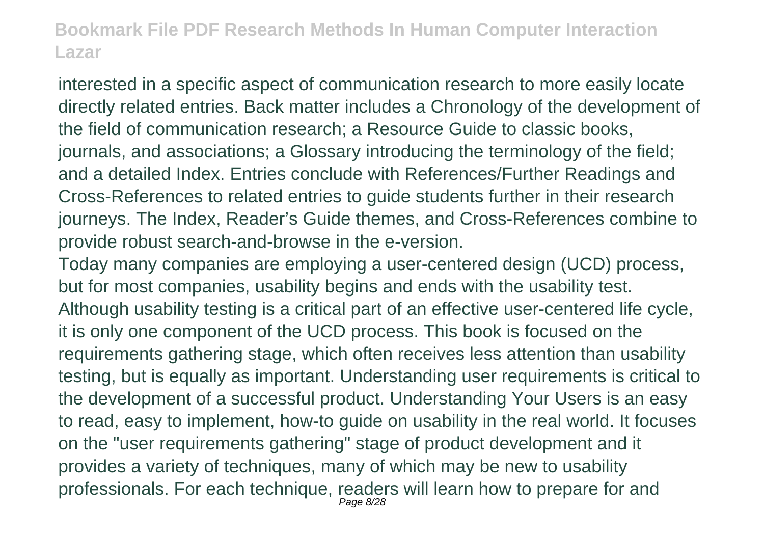interested in a specific aspect of communication research to more easily locate directly related entries. Back matter includes a Chronology of the development of the field of communication research; a Resource Guide to classic books, journals, and associations; a Glossary introducing the terminology of the field; and a detailed Index. Entries conclude with References/Further Readings and Cross-References to related entries to guide students further in their research journeys. The Index, Reader's Guide themes, and Cross-References combine to provide robust search-and-browse in the e-version.

Today many companies are employing a user-centered design (UCD) process, but for most companies, usability begins and ends with the usability test. Although usability testing is a critical part of an effective user-centered life cycle, it is only one component of the UCD process. This book is focused on the requirements gathering stage, which often receives less attention than usability testing, but is equally as important. Understanding user requirements is critical to the development of a successful product. Understanding Your Users is an easy to read, easy to implement, how-to guide on usability in the real world. It focuses on the "user requirements gathering" stage of product development and it provides a variety of techniques, many of which may be new to usability professionals. For each technique, readers will learn how to prepare for and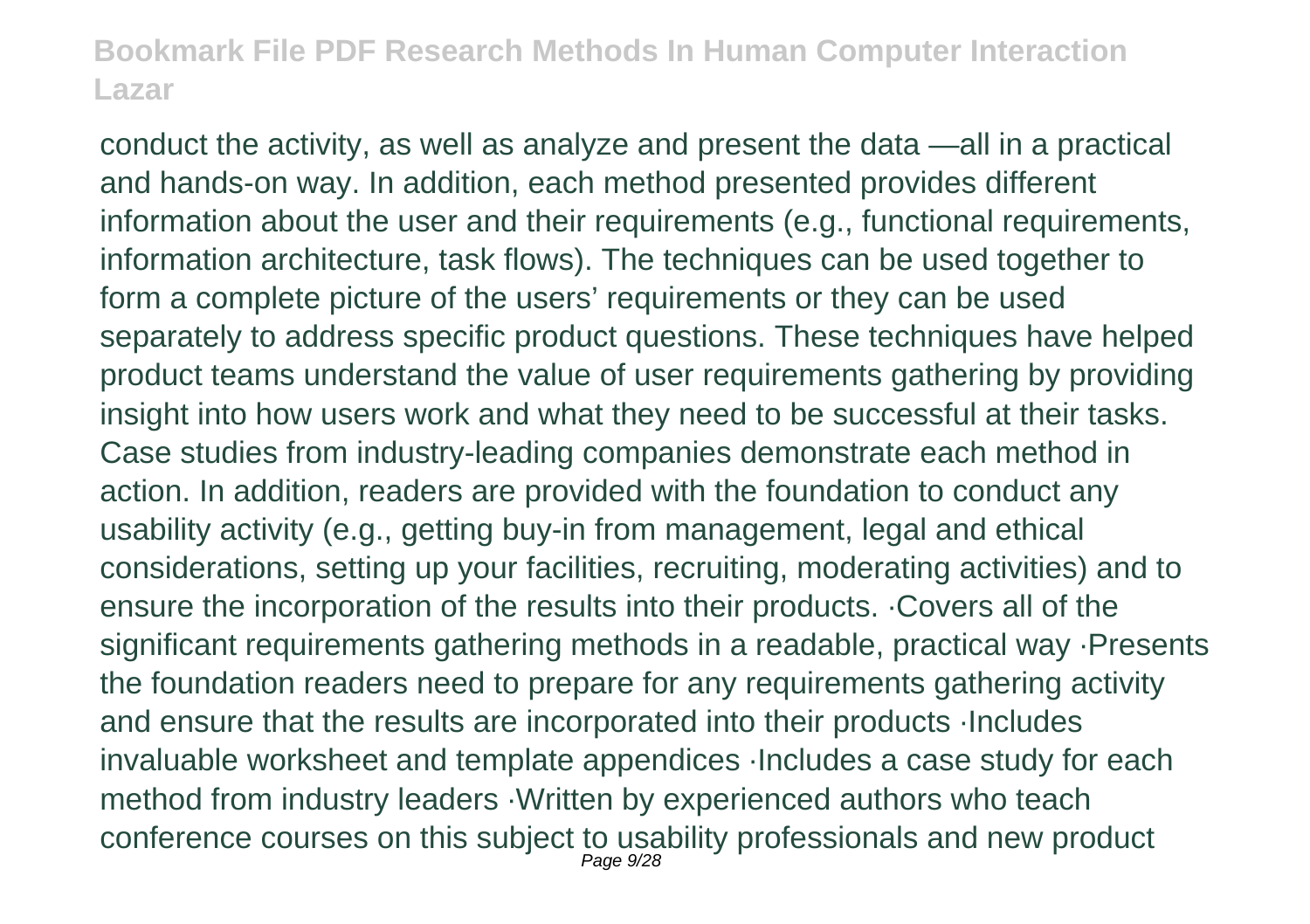conduct the activity, as well as analyze and present the data —all in a practical and hands-on way. In addition, each method presented provides different information about the user and their requirements (e.g., functional requirements, information architecture, task flows). The techniques can be used together to form a complete picture of the users' requirements or they can be used separately to address specific product questions. These techniques have helped product teams understand the value of user requirements gathering by providing insight into how users work and what they need to be successful at their tasks. Case studies from industry-leading companies demonstrate each method in action. In addition, readers are provided with the foundation to conduct any usability activity (e.g., getting buy-in from management, legal and ethical considerations, setting up your facilities, recruiting, moderating activities) and to ensure the incorporation of the results into their products. ·Covers all of the significant requirements gathering methods in a readable, practical way ·Presents the foundation readers need to prepare for any requirements gathering activity and ensure that the results are incorporated into their products ·Includes invaluable worksheet and template appendices ·Includes a case study for each method from industry leaders ·Written by experienced authors who teach conference courses on this subject to usability professionals and new product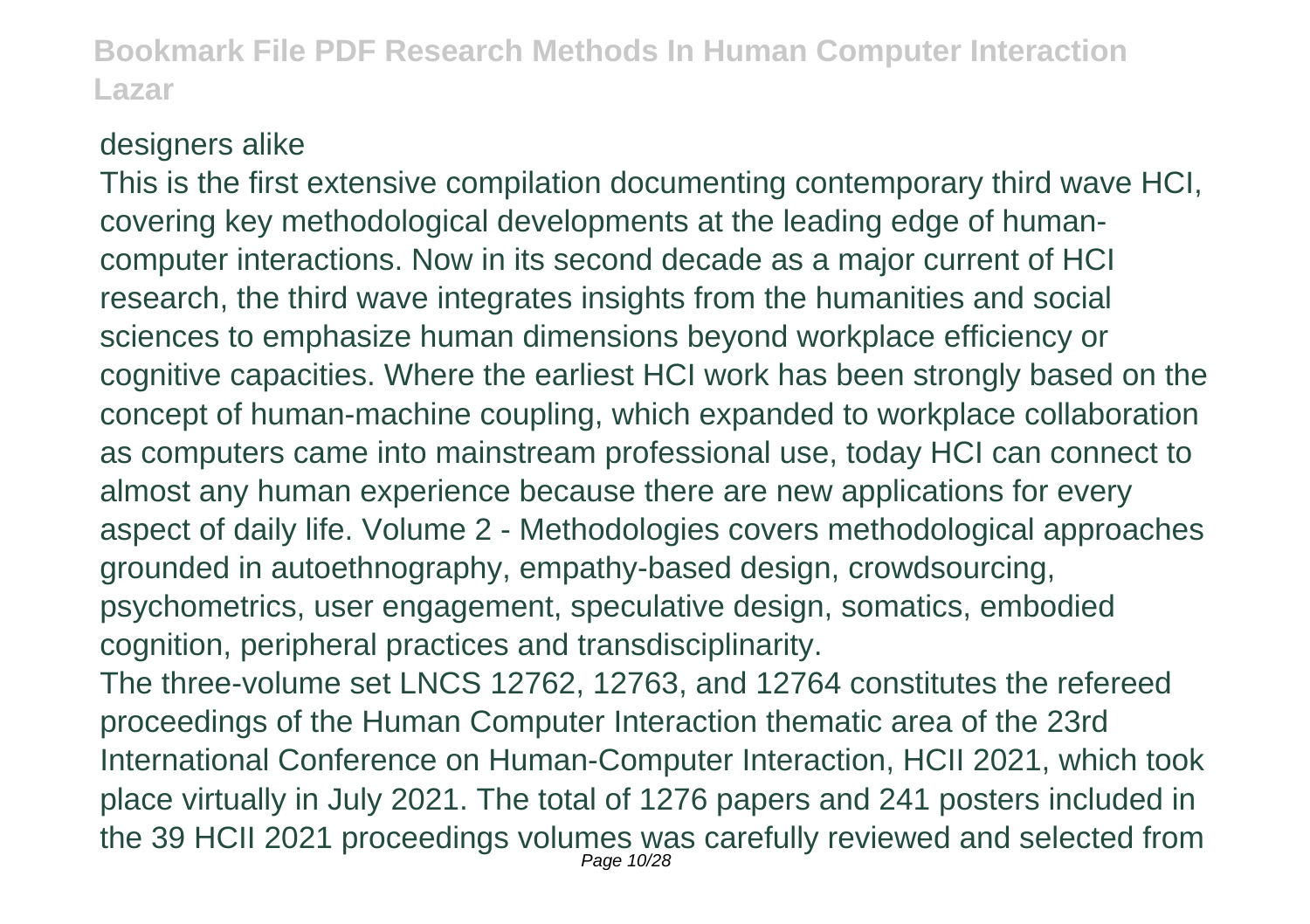designers alike

This is the first extensive compilation documenting contemporary third wave HCI, covering key methodological developments at the leading edge of human-computer interactions. Now in its second decade as a major current of HCI research, the third wave integrates insights from the humanities and social sciences to emphasize human dimensions beyond workplace efficiency or cognitive capacities. Where the earliest HCI work has been strongly based on the concept of human-machine coupling, which expanded to workplace collaboration as computers came into mainstream professional use, today HCI can connect to almost any human experience because there are new applications for every aspect of daily life. Volume 2 - Methodologies covers methodological approaches grounded in autoethnography, empathy-based design, crowdsourcing, psychometrics, user engagement, speculative design, somatics, embodied cognition, peripheral practices and transdisciplinarity.

The three-volume set LNCS 12762, 12763, and 12764 constitutes the refereed proceedings of the Human Computer Interaction thematic area of the 23rd International Conference on Human-Computer Interaction, HCII 2021, which took place virtually in July 2021. The total of 1276 papers and 241 posters included in the 39 HCII 2021 proceedings volumes was carefully reviewed and selected from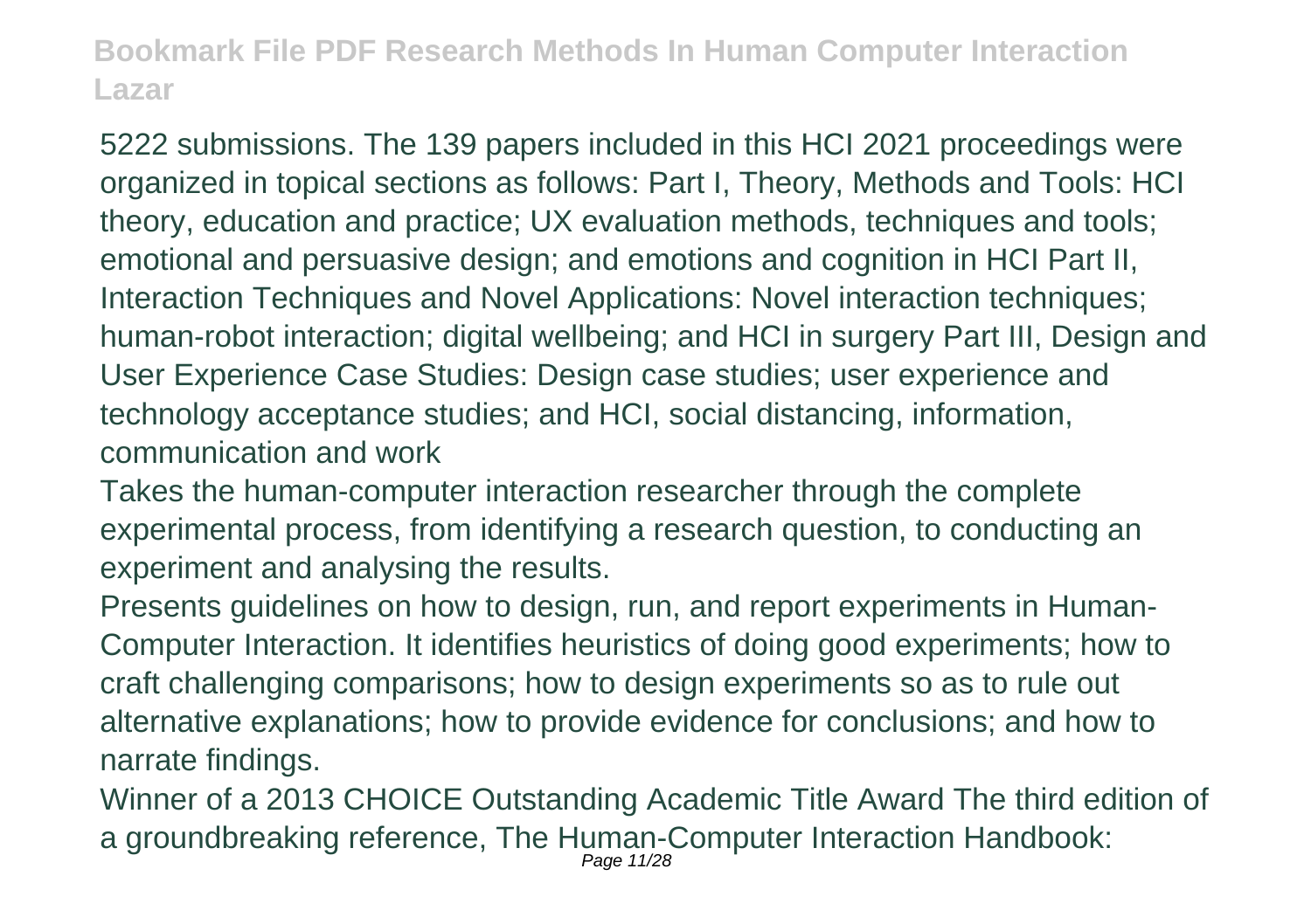5222 submissions. The 139 papers included in this HCI 2021 proceedings were organized in topical sections as follows: Part I, Theory, Methods and Tools: HCI theory, education and practice; UX evaluation methods, techniques and tools; emotional and persuasive design; and emotions and cognition in HCI Part II, Interaction Techniques and Novel Applications: Novel interaction techniques; human-robot interaction; digital wellbeing; and HCI in surgery Part III, Design and User Experience Case Studies: Design case studies; user experience and technology acceptance studies; and HCI, social distancing, information, communication and work

Takes the human-computer interaction researcher through the complete experimental process, from identifying a research question, to conducting an experiment and analysing the results.

Presents guidelines on how to design, run, and report experiments in Human-Computer Interaction. It identifies heuristics of doing good experiments; how to craft challenging comparisons; how to design experiments so as to rule out alternative explanations; how to provide evidence for conclusions; and how to narrate findings.

Winner of a 2013 CHOICE Outstanding Academic Title Award The third edition of a groundbreaking reference, The Human-Computer Interaction Handbook: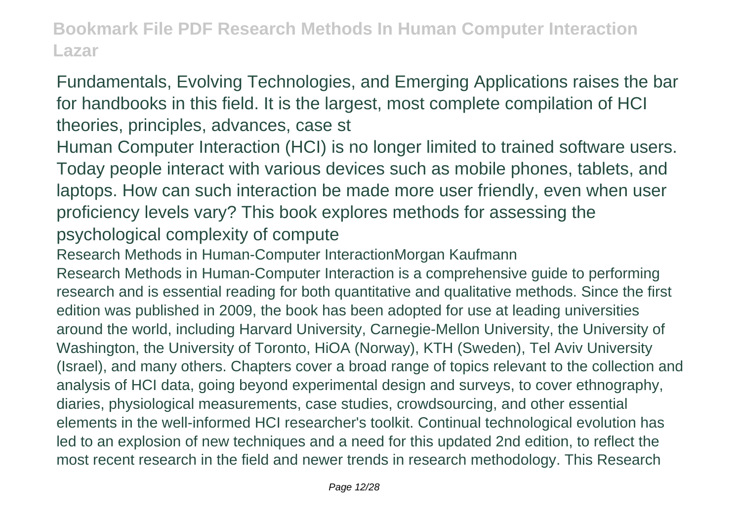Fundamentals, Evolving Technologies, and Emerging Applications raises the bar for handbooks in this field. It is the largest, most complete compilation of HCI theories, principles, advances, case st

Human Computer Interaction (HCI) is no longer limited to trained software users. Today people interact with various devices such as mobile phones, tablets, and laptops. How can such interaction be made more user friendly, even when user proficiency levels vary? This book explores methods for assessing the psychological complexity of compute

Research Methods in Human-Computer InteractionMorgan Kaufmann

Research Methods in Human-Computer Interaction is a comprehensive guide to performing research and is essential reading for both quantitative and qualitative methods. Since the first edition was published in 2009, the book has been adopted for use at leading universities around the world, including Harvard University, Carnegie-Mellon University, the University of Washington, the University of Toronto, HiOA (Norway), KTH (Sweden), Tel Aviv University (Israel), and many others. Chapters cover a broad range of topics relevant to the collection and analysis of HCI data, going beyond experimental design and surveys, to cover ethnography, diaries, physiological measurements, case studies, crowdsourcing, and other essential elements in the well-informed HCI researcher's toolkit. Continual technological evolution has led to an explosion of new techniques and a need for this updated 2nd edition, to reflect the most recent research in the field and newer trends in research methodology. This Research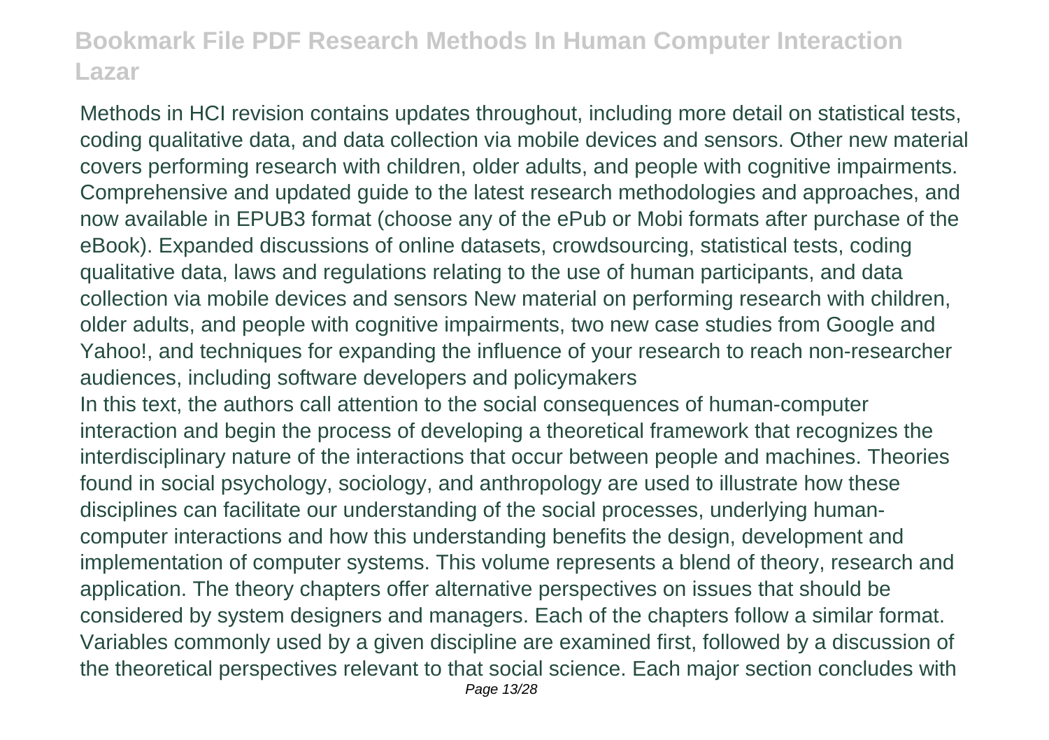Methods in HCI revision contains updates throughout, including more detail on statistical tests, coding qualitative data, and data collection via mobile devices and sensors. Other new material covers performing research with children, older adults, and people with cognitive impairments. Comprehensive and updated guide to the latest research methodologies and approaches, and now available in EPUB3 format (choose any of the ePub or Mobi formats after purchase of the eBook). Expanded discussions of online datasets, crowdsourcing, statistical tests, coding qualitative data, laws and regulations relating to the use of human participants, and data collection via mobile devices and sensors New material on performing research with children, older adults, and people with cognitive impairments, two new case studies from Google and Yahoo!, and techniques for expanding the influence of your research to reach non-researcher audiences, including software developers and policymakers

In this text, the authors call attention to the social consequences of human-computer interaction and begin the process of developing a theoretical framework that recognizes the interdisciplinary nature of the interactions that occur between people and machines. Theories found in social psychology, sociology, and anthropology are used to illustrate how these disciplines can facilitate our understanding of the social processes, underlying human-computer interactions and how this understanding benefits the design, development and implementation of computer systems. This volume represents a blend of theory, research and application. The theory chapters offer alternative perspectives on issues that should be considered by system designers and managers. Each of the chapters follow a similar format. Variables commonly used by a given discipline are examined first, followed by a discussion of the theoretical perspectives relevant to that social science. Each major section concludes with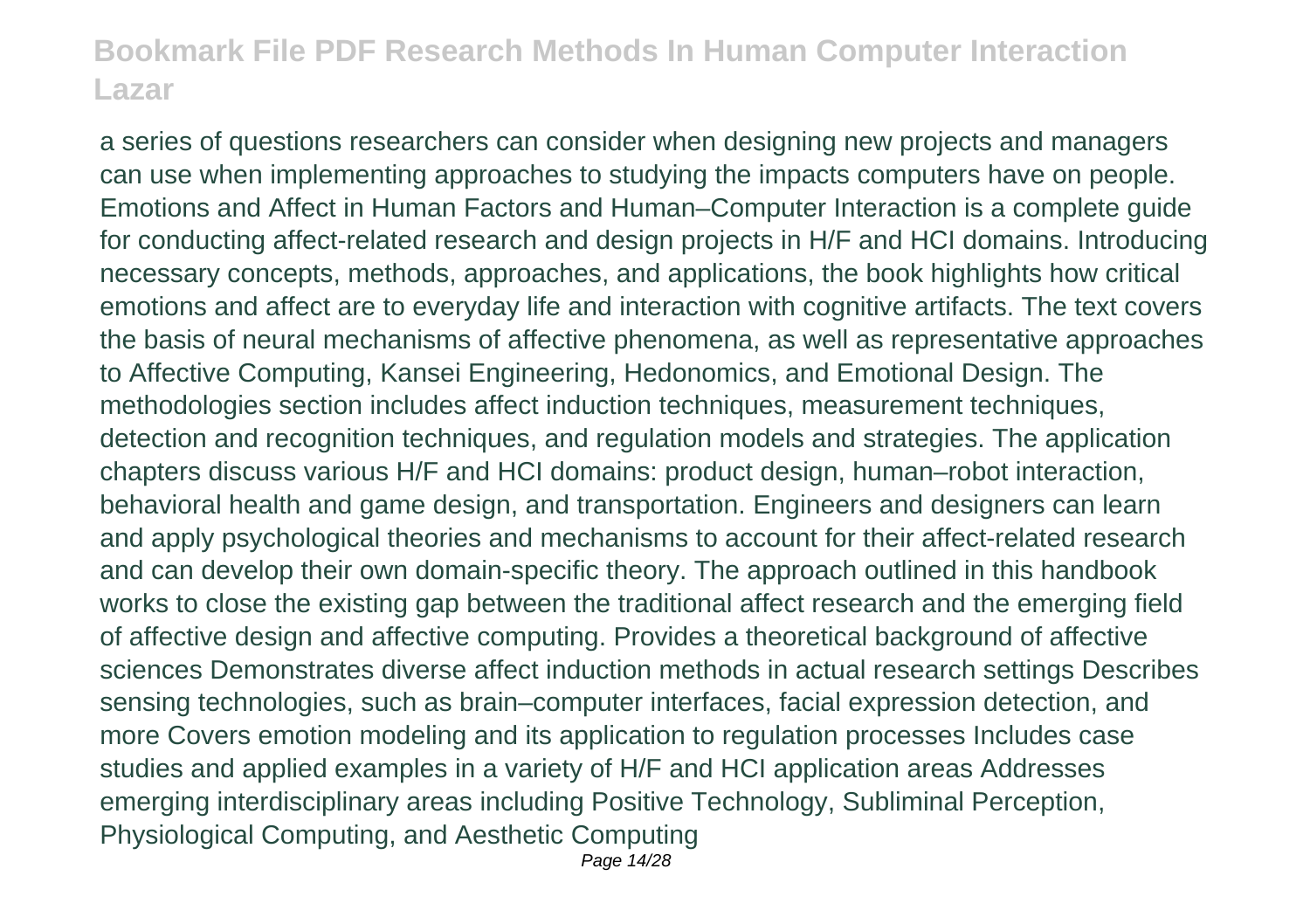a series of questions researchers can consider when designing new projects and managers can use when implementing approaches to studying the impacts computers have on people. Emotions and Affect in Human Factors and Human–Computer Interaction is a complete guide for conducting affect-related research and design projects in H/F and HCI domains. Introducing necessary concepts, methods, approaches, and applications, the book highlights how critical emotions and affect are to everyday life and interaction with cognitive artifacts. The text covers the basis of neural mechanisms of affective phenomena, as well as representative approaches to Affective Computing, Kansei Engineering, Hedonomics, and Emotional Design. The methodologies section includes affect induction techniques, measurement techniques, detection and recognition techniques, and regulation models and strategies. The application chapters discuss various H/F and HCI domains: product design, human–robot interaction, behavioral health and game design, and transportation. Engineers and designers can learn and apply psychological theories and mechanisms to account for their affect-related research and can develop their own domain-specific theory. The approach outlined in this handbook works to close the existing gap between the traditional affect research and the emerging field of affective design and affective computing. Provides a theoretical background of affective sciences Demonstrates diverse affect induction methods in actual research settings Describes sensing technologies, such as brain–computer interfaces, facial expression detection, and more Covers emotion modeling and its application to regulation processes Includes case studies and applied examples in a variety of H/F and HCI application areas Addresses emerging interdisciplinary areas including Positive Technology, Subliminal Perception, Physiological Computing, and Aesthetic Computing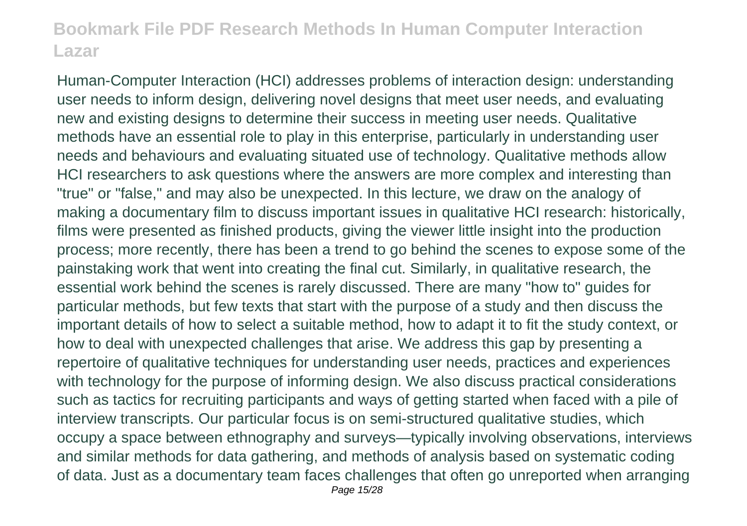Human-Computer Interaction (HCI) addresses problems of interaction design: understanding user needs to inform design, delivering novel designs that meet user needs, and evaluating new and existing designs to determine their success in meeting user needs. Qualitative methods have an essential role to play in this enterprise, particularly in understanding user needs and behaviours and evaluating situated use of technology. Qualitative methods allow HCI researchers to ask questions where the answers are more complex and interesting than "true" or "false," and may also be unexpected. In this lecture, we draw on the analogy of making a documentary film to discuss important issues in qualitative HCI research: historically, films were presented as finished products, giving the viewer little insight into the production process; more recently, there has been a trend to go behind the scenes to expose some of the painstaking work that went into creating the final cut. Similarly, in qualitative research, the essential work behind the scenes is rarely discussed. There are many "how to" guides for particular methods, but few texts that start with the purpose of a study and then discuss the important details of how to select a suitable method, how to adapt it to fit the study context, or how to deal with unexpected challenges that arise. We address this gap by presenting a repertoire of qualitative techniques for understanding user needs, practices and experiences with technology for the purpose of informing design. We also discuss practical considerations such as tactics for recruiting participants and ways of getting started when faced with a pile of interview transcripts. Our particular focus is on semi-structured qualitative studies, which occupy a space between ethnography and surveys—typically involving observations, interviews and similar methods for data gathering, and methods of analysis based on systematic coding of data. Just as a documentary team faces challenges that often go unreported when arranging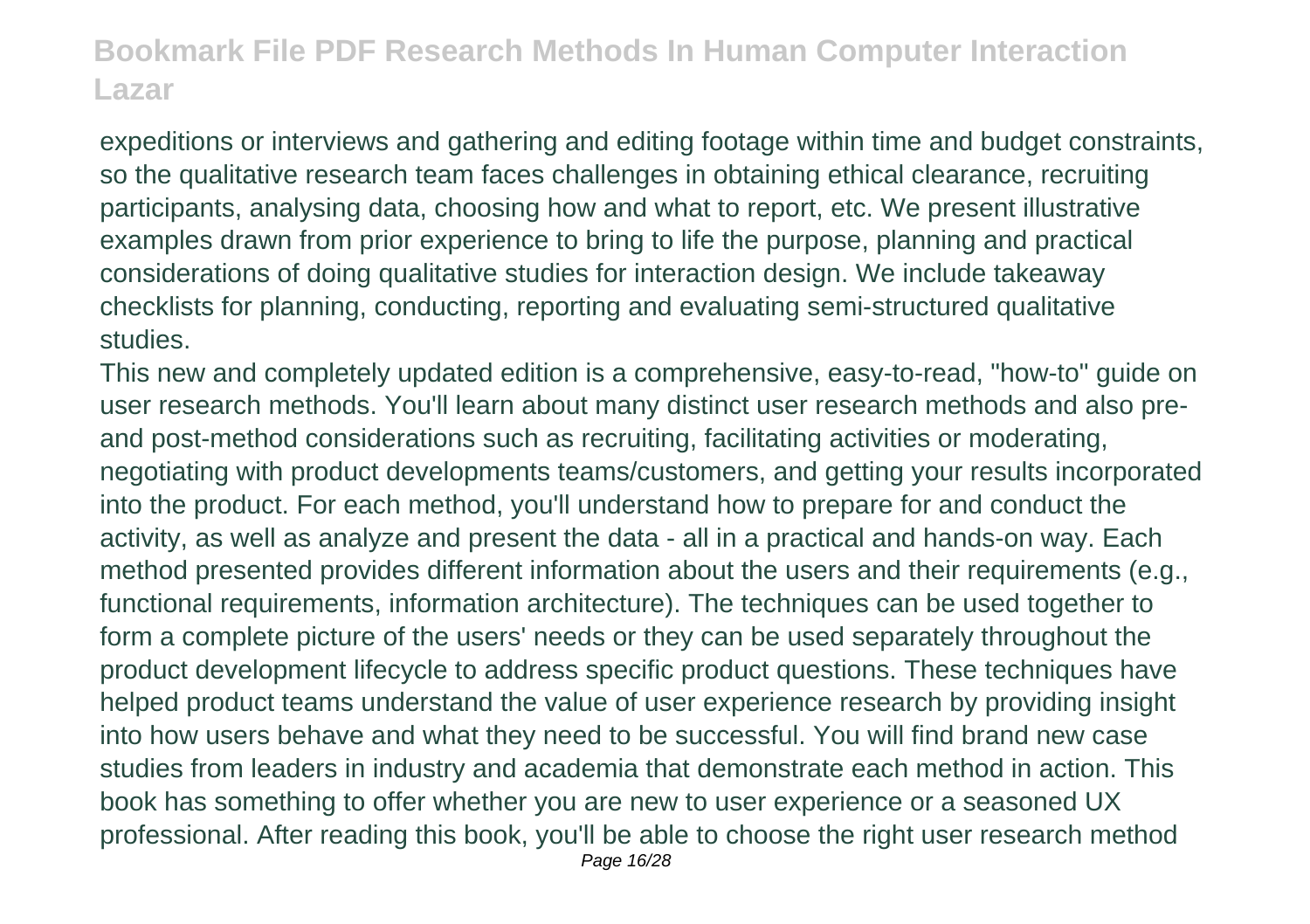expeditions or interviews and gathering and editing footage within time and budget constraints, so the qualitative research team faces challenges in obtaining ethical clearance, recruiting participants, analysing data, choosing how and what to report, etc. We present illustrative examples drawn from prior experience to bring to life the purpose, planning and practical considerations of doing qualitative studies for interaction design. We include takeaway checklists for planning, conducting, reporting and evaluating semi-structured qualitative studies.

This new and completely updated edition is a comprehensive, easy-to-read, "how-to" guide on user research methods. You'll learn about many distinct user research methods and also pre- and post-method considerations such as recruiting, facilitating activities or moderating, negotiating with product developments teams/customers, and getting your results incorporated into the product. For each method, you'll understand how to prepare for and conduct the activity, as well as analyze and present the data - all in a practical and hands-on way. Each method presented provides different information about the users and their requirements (e.g., functional requirements, information architecture). The techniques can be used together to form a complete picture of the users' needs or they can be used separately throughout the product development lifecycle to address specific product questions. These techniques have helped product teams understand the value of user experience research by providing insight into how users behave and what they need to be successful. You will find brand new case studies from leaders in industry and academia that demonstrate each method in action. This book has something to offer whether you are new to user experience or a seasoned UX professional. After reading this book, you'll be able to choose the right user research method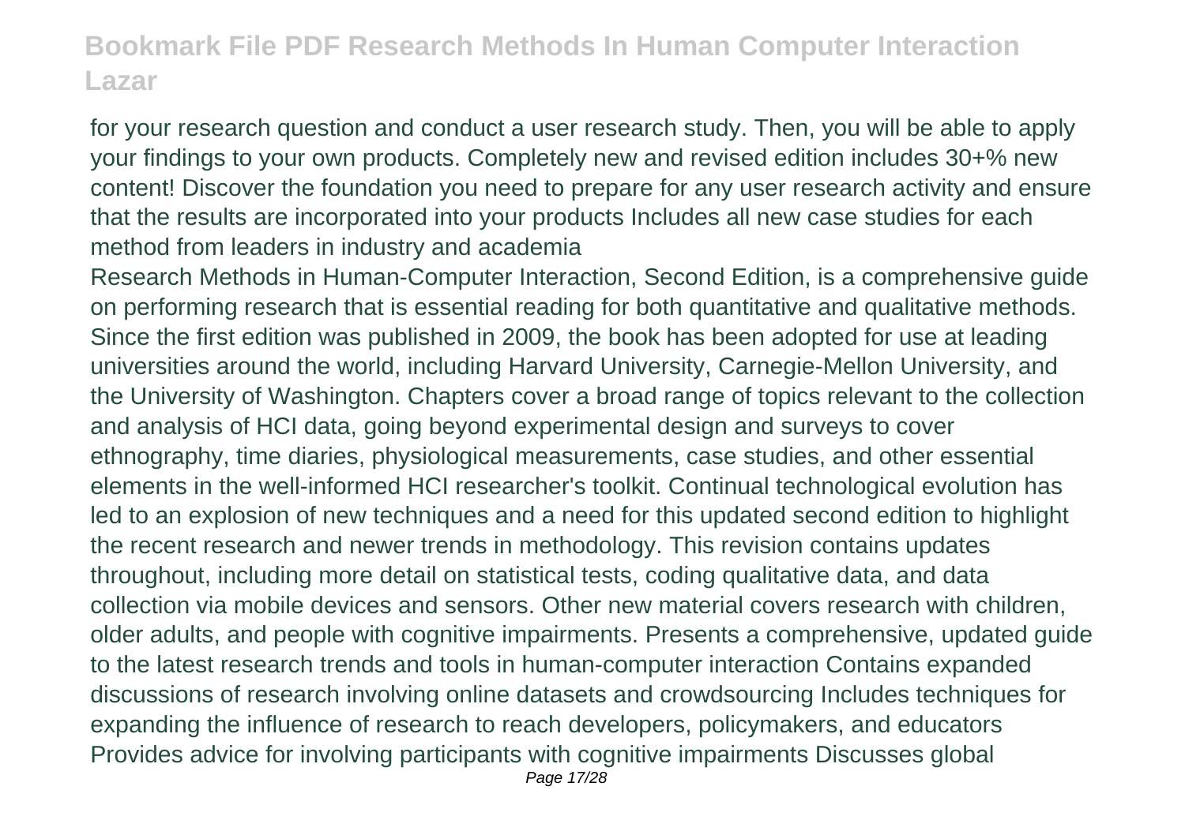for your research question and conduct a user research study. Then, you will be able to apply your findings to your own products. Completely new and revised edition includes 30+% new content! Discover the foundation you need to prepare for any user research activity and ensure that the results are incorporated into your products Includes all new case studies for each method from leaders in industry and academia

Research Methods in Human-Computer Interaction, Second Edition, is a comprehensive guide on performing research that is essential reading for both quantitative and qualitative methods. Since the first edition was published in 2009, the book has been adopted for use at leading universities around the world, including Harvard University, Carnegie-Mellon University, and the University of Washington. Chapters cover a broad range of topics relevant to the collection and analysis of HCI data, going beyond experimental design and surveys to cover ethnography, time diaries, physiological measurements, case studies, and other essential elements in the well-informed HCI researcher's toolkit. Continual technological evolution has led to an explosion of new techniques and a need for this updated second edition to highlight the recent research and newer trends in methodology. This revision contains updates throughout, including more detail on statistical tests, coding qualitative data, and data collection via mobile devices and sensors. Other new material covers research with children, older adults, and people with cognitive impairments. Presents a comprehensive, updated guide to the latest research trends and tools in human-computer interaction Contains expanded discussions of research involving online datasets and crowdsourcing Includes techniques for expanding the influence of research to reach developers, policymakers, and educators Provides advice for involving participants with cognitive impairments Discusses global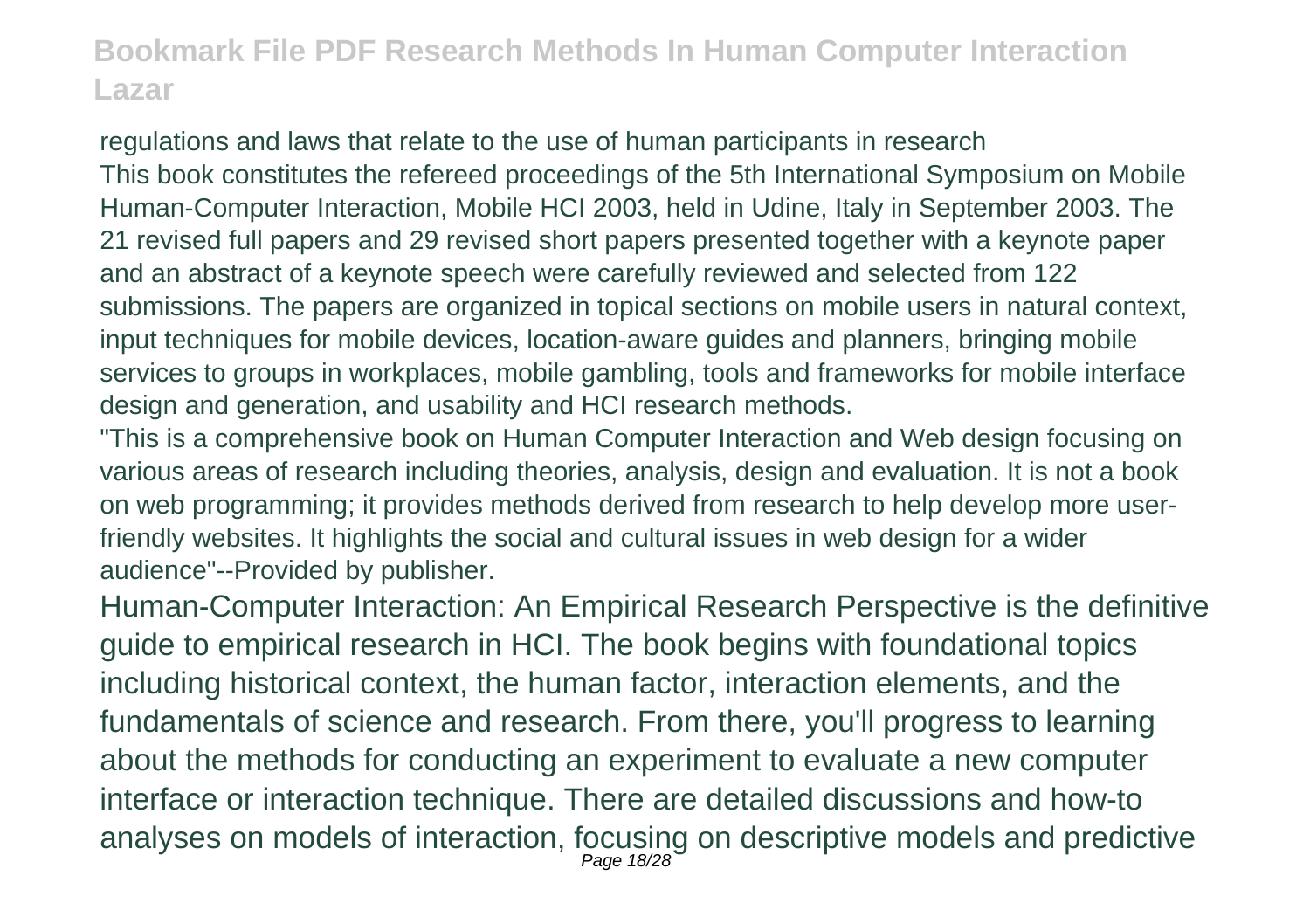regulations and laws that relate to the use of human participants in research

This book constitutes the refereed proceedings of the 5th International Symposium on Mobile Human-Computer Interaction, Mobile HCI 2003, held in Udine, Italy in September 2003. The 21 revised full papers and 29 revised short papers presented together with a keynote paper and an abstract of a keynote speech were carefully reviewed and selected from 122 submissions. The papers are organized in topical sections on mobile users in natural context, input techniques for mobile devices, location-aware guides and planners, bringing mobile services to groups in workplaces, mobile gambling, tools and frameworks for mobile interface design and generation, and usability and HCI research methods.

"This is a comprehensive book on Human Computer Interaction and Web design focusing on various areas of research including theories, analysis, design and evaluation. It is not a book on web programming; it provides methods derived from research to help develop more user-friendly websites. It highlights the social and cultural issues in web design for a wider audience"--Provided by publisher.

Human-Computer Interaction: An Empirical Research Perspective is the definitive guide to empirical research in HCI. The book begins with foundational topics including historical context, the human factor, interaction elements, and the fundamentals of science and research. From there, you'll progress to learning about the methods for conducting an experiment to evaluate a new computer interface or interaction technique. There are detailed discussions and how-to analyses on models of interaction, focusing on descriptive models and predictive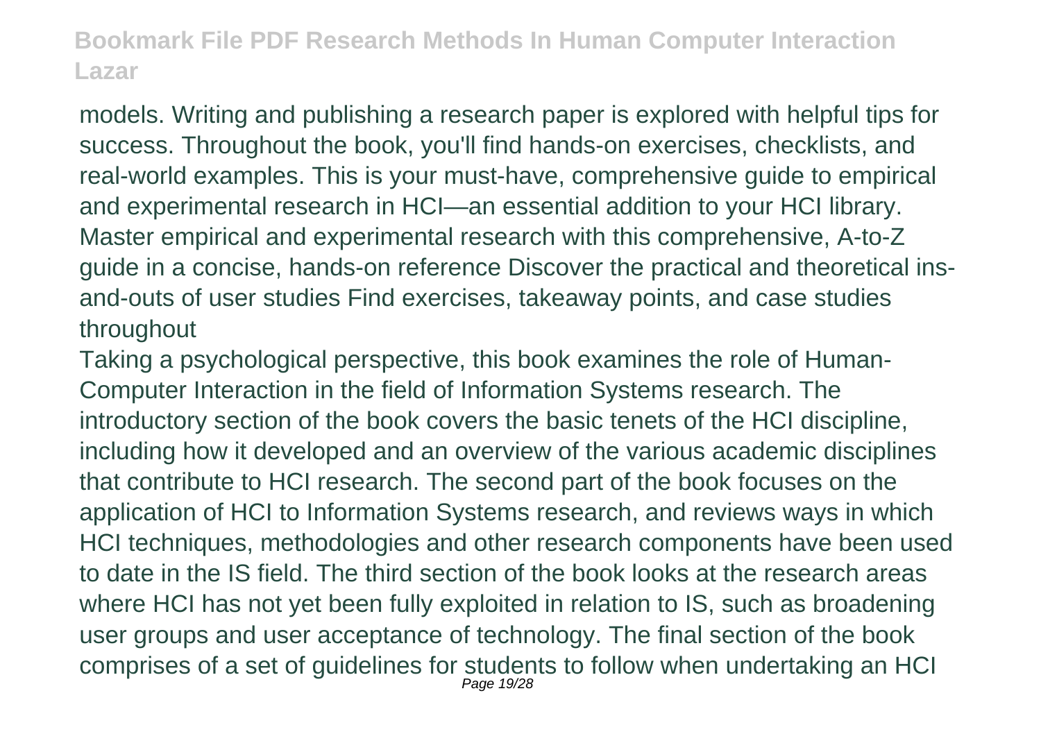models. Writing and publishing a research paper is explored with helpful tips for success. Throughout the book, you'll find hands-on exercises, checklists, and real-world examples. This is your must-have, comprehensive guide to empirical and experimental research in HCI—an essential addition to your HCI library. Master empirical and experimental research with this comprehensive, A-to-Z guide in a concise, hands-on reference Discover the practical and theoretical ins-and-outs of user studies Find exercises, takeaway points, and case studies throughout

Taking a psychological perspective, this book examines the role of Human-Computer Interaction in the field of Information Systems research. The introductory section of the book covers the basic tenets of the HCI discipline, including how it developed and an overview of the various academic disciplines that contribute to HCI research. The second part of the book focuses on the application of HCI to Information Systems research, and reviews ways in which HCI techniques, methodologies and other research components have been used to date in the IS field. The third section of the book looks at the research areas where HCI has not yet been fully exploited in relation to IS, such as broadening user groups and user acceptance of technology. The final section of the book comprises of a set of guidelines for students to follow when undertaking an HCI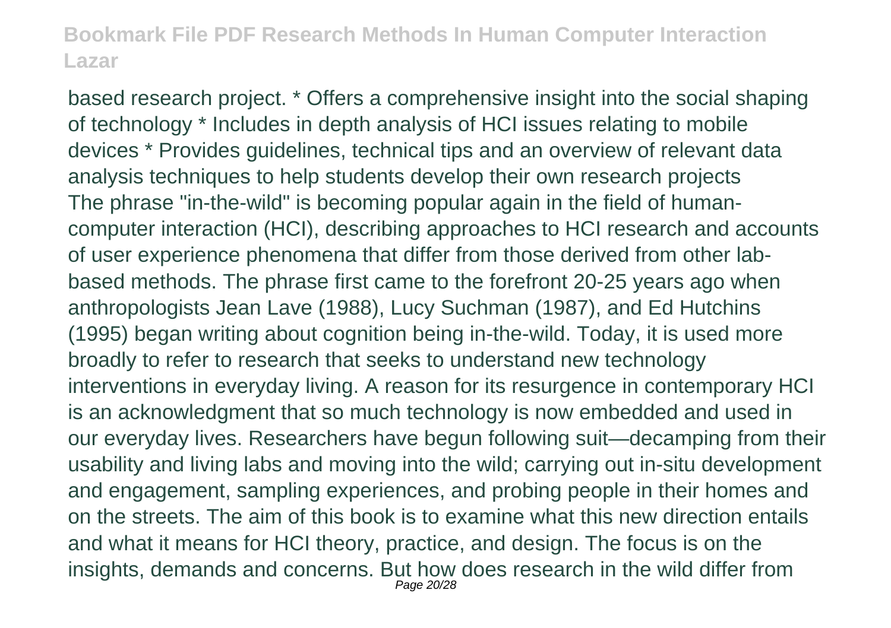based research project. * Offers a comprehensive insight into the social shaping of technology * Includes in depth analysis of HCI issues relating to mobile devices * Provides guidelines, technical tips and an overview of relevant data analysis techniques to help students develop their own research projects
The phrase "in-the-wild" is becoming popular again in the field of human-computer interaction (HCI), describing approaches to HCI research and accounts of user experience phenomena that differ from those derived from other lab-based methods. The phrase first came to the forefront 20-25 years ago when anthropologists Jean Lave (1988), Lucy Suchman (1987), and Ed Hutchins (1995) began writing about cognition being in-the-wild. Today, it is used more broadly to refer to research that seeks to understand new technology interventions in everyday living. A reason for its resurgence in contemporary HCI is an acknowledgment that so much technology is now embedded and used in our everyday lives. Researchers have begun following suit—decamping from their usability and living labs and moving into the wild; carrying out in-situ development and engagement, sampling experiences, and probing people in their homes and on the streets. The aim of this book is to examine what this new direction entails and what it means for HCI theory, practice, and design. The focus is on the insights, demands and concerns. But how does research in the wild differ from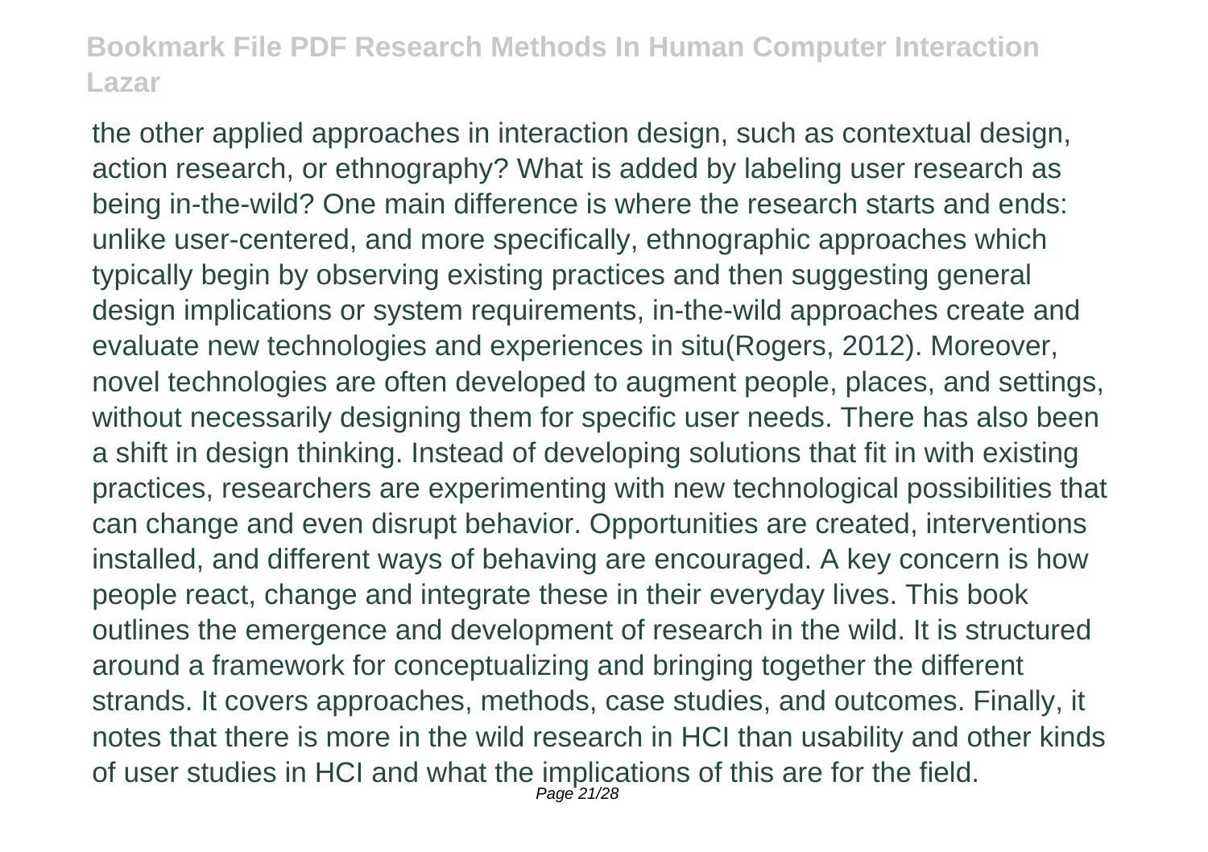the other applied approaches in interaction design, such as contextual design, action research, or ethnography? What is added by labeling user research as being in-the-wild? One main difference is where the research starts and ends: unlike user-centered, and more specifically, ethnographic approaches which typically begin by observing existing practices and then suggesting general design implications or system requirements, in-the-wild approaches create and evaluate new technologies and experiences in situ(Rogers, 2012). Moreover, novel technologies are often developed to augment people, places, and settings, without necessarily designing them for specific user needs. There has also been a shift in design thinking. Instead of developing solutions that fit in with existing practices, researchers are experimenting with new technological possibilities that can change and even disrupt behavior. Opportunities are created, interventions installed, and different ways of behaving are encouraged. A key concern is how people react, change and integrate these in their everyday lives. This book outlines the emergence and development of research in the wild. It is structured around a framework for conceptualizing and bringing together the different strands. It covers approaches, methods, case studies, and outcomes. Finally, it notes that there is more in the wild research in HCI than usability and other kinds of user studies in HCI and what the implications of this are for the field.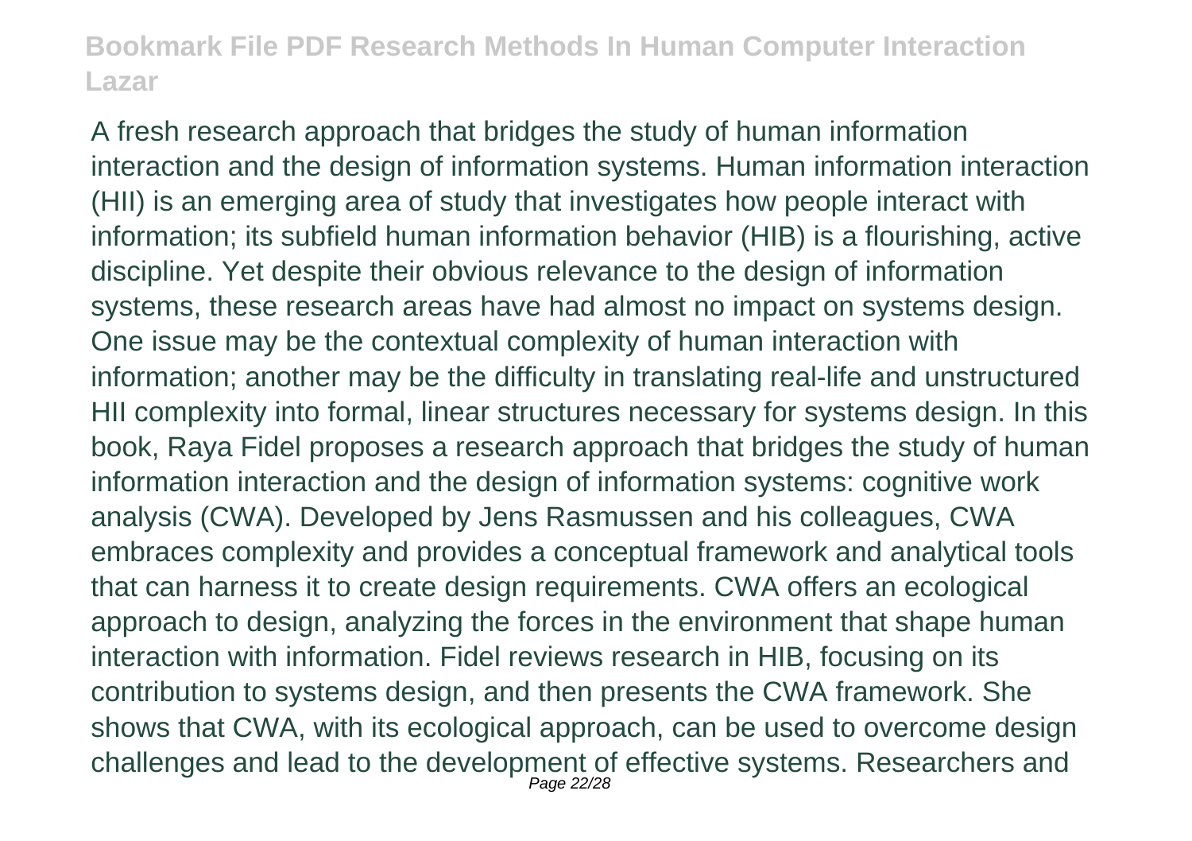A fresh research approach that bridges the study of human information interaction and the design of information systems. Human information interaction (HII) is an emerging area of study that investigates how people interact with information; its subfield human information behavior (HIB) is a flourishing, active discipline. Yet despite their obvious relevance to the design of information systems, these research areas have had almost no impact on systems design. One issue may be the contextual complexity of human interaction with information; another may be the difficulty in translating real-life and unstructured HII complexity into formal, linear structures necessary for systems design. In this book, Raya Fidel proposes a research approach that bridges the study of human information interaction and the design of information systems: cognitive work analysis (CWA). Developed by Jens Rasmussen and his colleagues, CWA embraces complexity and provides a conceptual framework and analytical tools that can harness it to create design requirements. CWA offers an ecological approach to design, analyzing the forces in the environment that shape human interaction with information. Fidel reviews research in HIB, focusing on its contribution to systems design, and then presents the CWA framework. She shows that CWA, with its ecological approach, can be used to overcome design challenges and lead to the development of effective systems. Researchers and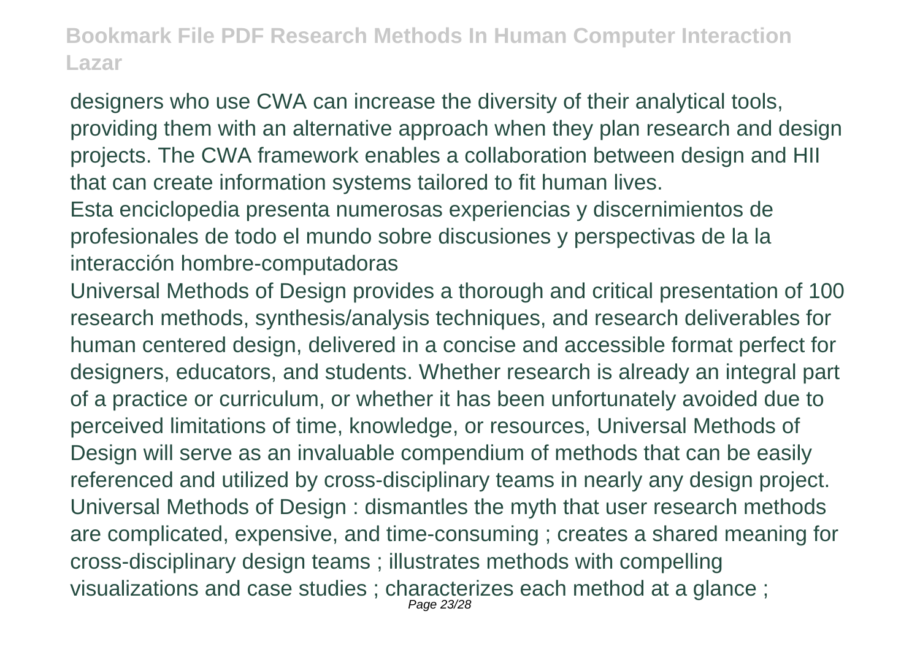designers who use CWA can increase the diversity of their analytical tools, providing them with an alternative approach when they plan research and design projects. The CWA framework enables a collaboration between design and HII that can create information systems tailored to fit human lives.

Esta enciclopedia presenta numerosas experiencias y discernimientos de profesionales de todo el mundo sobre discusiones y perspectivas de la la interacción hombre-computadoras

Universal Methods of Design provides a thorough and critical presentation of 100 research methods, synthesis/analysis techniques, and research deliverables for human centered design, delivered in a concise and accessible format perfect for designers, educators, and students. Whether research is already an integral part of a practice or curriculum, or whether it has been unfortunately avoided due to perceived limitations of time, knowledge, or resources, Universal Methods of Design will serve as an invaluable compendium of methods that can be easily referenced and utilized by cross-disciplinary teams in nearly any design project. Universal Methods of Design : dismantles the myth that user research methods are complicated, expensive, and time-consuming ; creates a shared meaning for cross-disciplinary design teams ; illustrates methods with compelling visualizations and case studies ; characterizes each method at a glance ;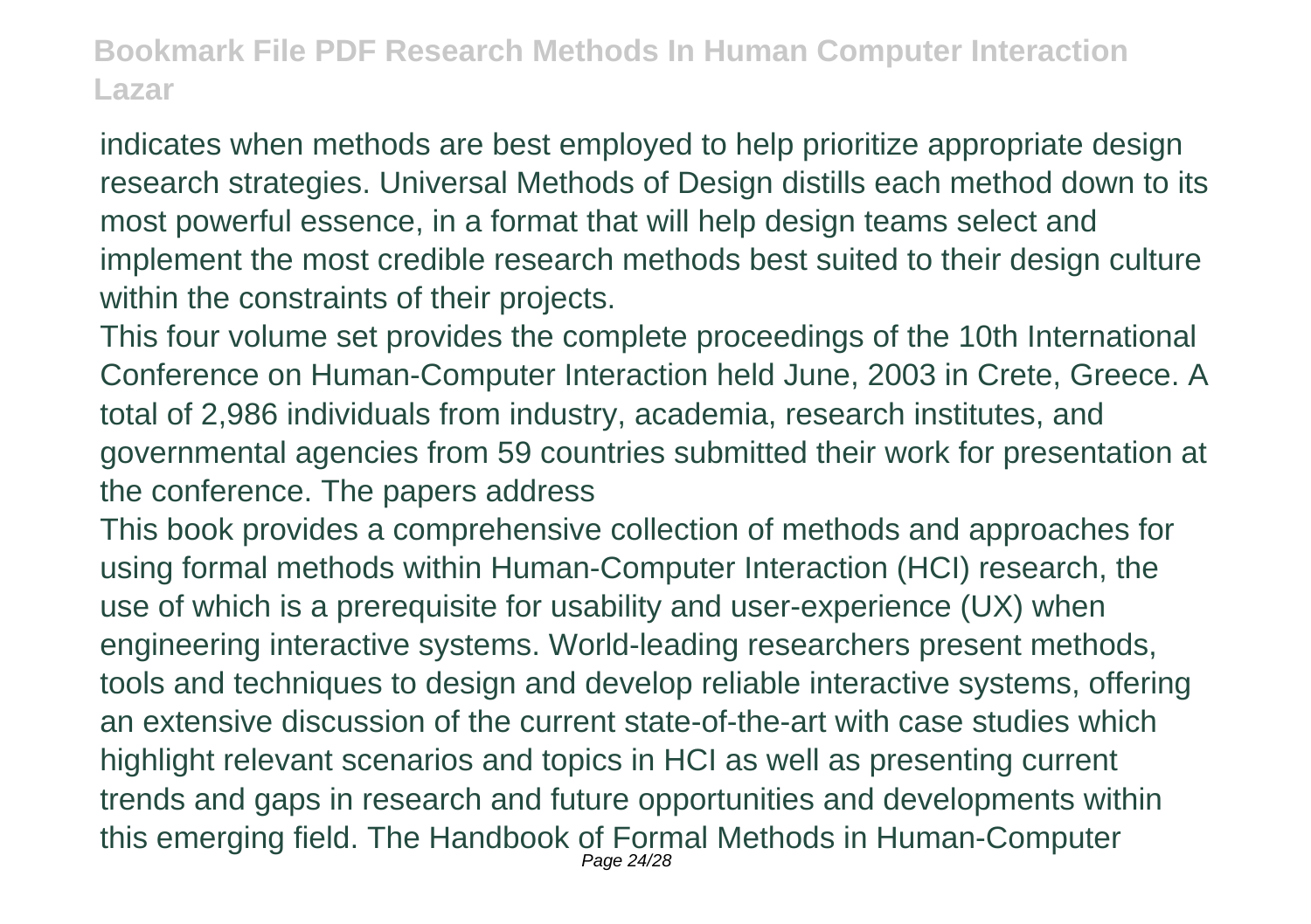indicates when methods are best employed to help prioritize appropriate design research strategies. Universal Methods of Design distills each method down to its most powerful essence, in a format that will help design teams select and implement the most credible research methods best suited to their design culture within the constraints of their projects.

This four volume set provides the complete proceedings of the 10th International Conference on Human-Computer Interaction held June, 2003 in Crete, Greece. A total of 2,986 individuals from industry, academia, research institutes, and governmental agencies from 59 countries submitted their work for presentation at the conference. The papers address

This book provides a comprehensive collection of methods and approaches for using formal methods within Human-Computer Interaction (HCI) research, the use of which is a prerequisite for usability and user-experience (UX) when engineering interactive systems. World-leading researchers present methods, tools and techniques to design and develop reliable interactive systems, offering an extensive discussion of the current state-of-the-art with case studies which highlight relevant scenarios and topics in HCI as well as presenting current trends and gaps in research and future opportunities and developments within this emerging field. The Handbook of Formal Methods in Human-Computer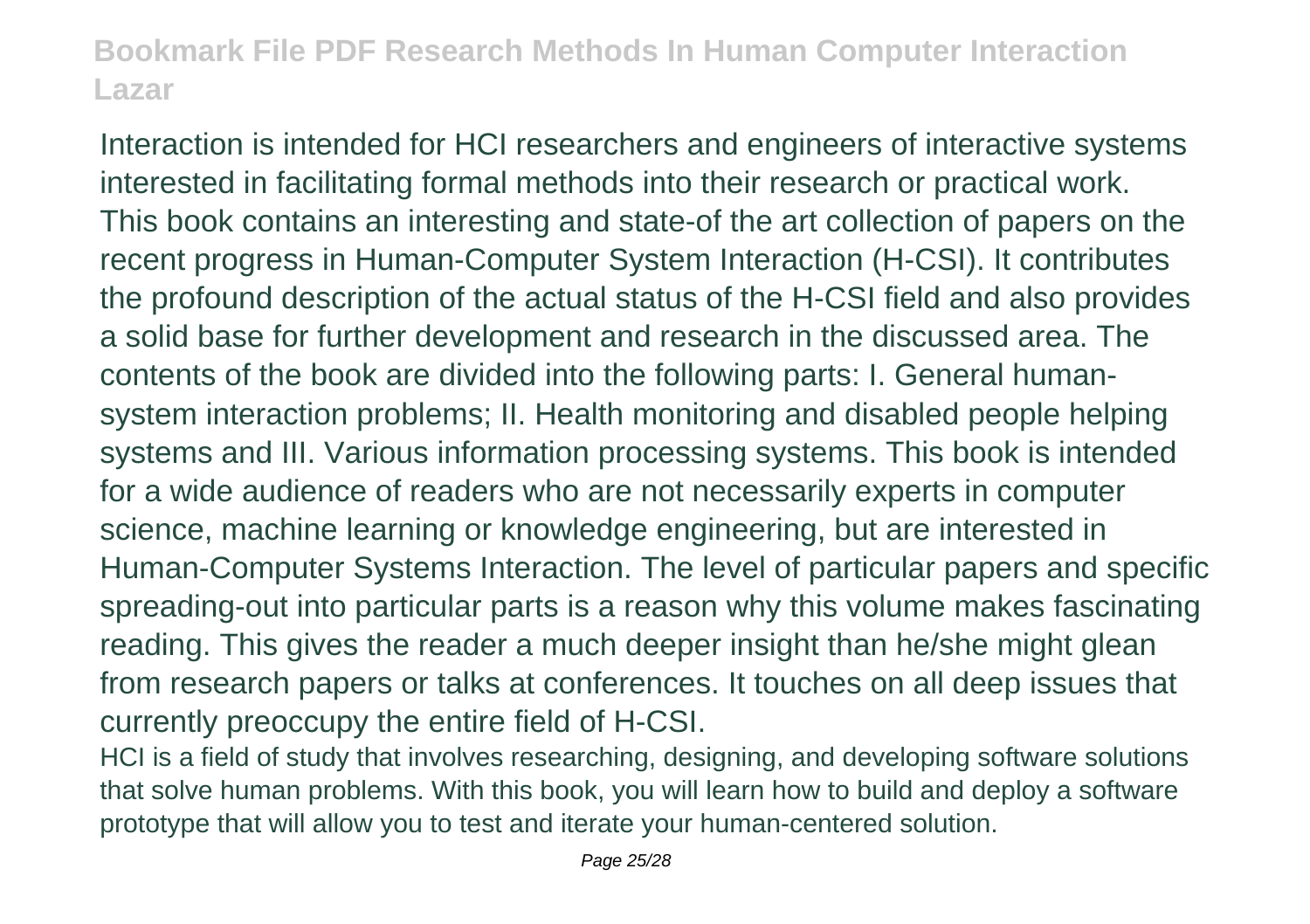Interaction is intended for HCI researchers and engineers of interactive systems interested in facilitating formal methods into their research or practical work. This book contains an interesting and state-of the art collection of papers on the recent progress in Human-Computer System Interaction (H-CSI). It contributes the profound description of the actual status of the H-CSI field and also provides a solid base for further development and research in the discussed area. The contents of the book are divided into the following parts: I. General human-system interaction problems; II. Health monitoring and disabled people helping systems and III. Various information processing systems. This book is intended for a wide audience of readers who are not necessarily experts in computer science, machine learning or knowledge engineering, but are interested in Human-Computer Systems Interaction. The level of particular papers and specific spreading-out into particular parts is a reason why this volume makes fascinating reading. This gives the reader a much deeper insight than he/she might glean from research papers or talks at conferences. It touches on all deep issues that currently preoccupy the entire field of H-CSI.

HCI is a field of study that involves researching, designing, and developing software solutions that solve human problems. With this book, you will learn how to build and deploy a software prototype that will allow you to test and iterate your human-centered solution.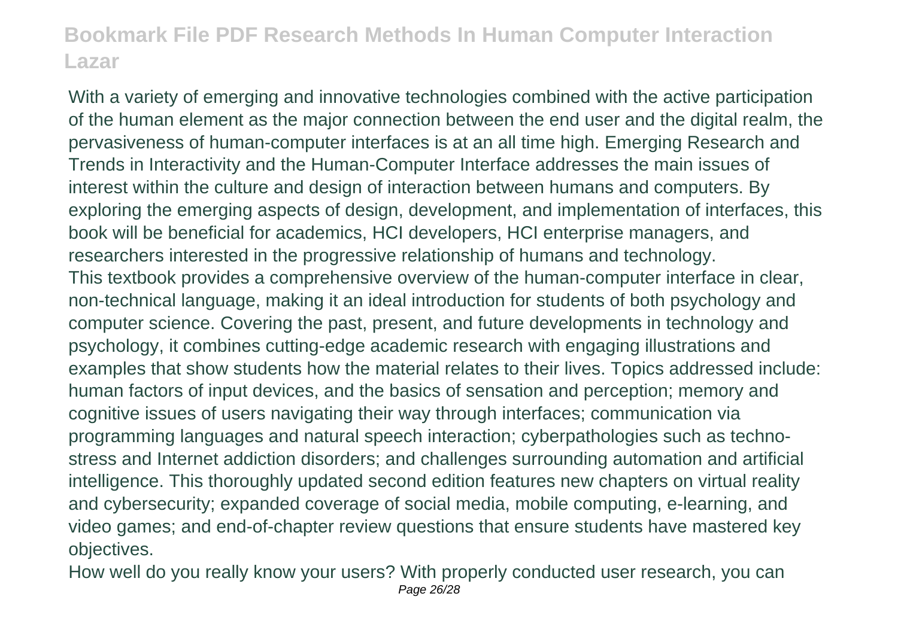With a variety of emerging and innovative technologies combined with the active participation of the human element as the major connection between the end user and the digital realm, the pervasiveness of human-computer interfaces is at an all time high. Emerging Research and Trends in Interactivity and the Human-Computer Interface addresses the main issues of interest within the culture and design of interaction between humans and computers. By exploring the emerging aspects of design, development, and implementation of interfaces, this book will be beneficial for academics, HCI developers, HCI enterprise managers, and researchers interested in the progressive relationship of humans and technology.

This textbook provides a comprehensive overview of the human-computer interface in clear, non-technical language, making it an ideal introduction for students of both psychology and computer science. Covering the past, present, and future developments in technology and psychology, it combines cutting-edge academic research with engaging illustrations and examples that show students how the material relates to their lives. Topics addressed include: human factors of input devices, and the basics of sensation and perception; memory and cognitive issues of users navigating their way through interfaces; communication via programming languages and natural speech interaction; cyberpathologies such as techno-stress and Internet addiction disorders; and challenges surrounding automation and artificial intelligence. This thoroughly updated second edition features new chapters on virtual reality and cybersecurity; expanded coverage of social media, mobile computing, e-learning, and video games; and end-of-chapter review questions that ensure students have mastered key objectives.

How well do you really know your users? With properly conducted user research, you can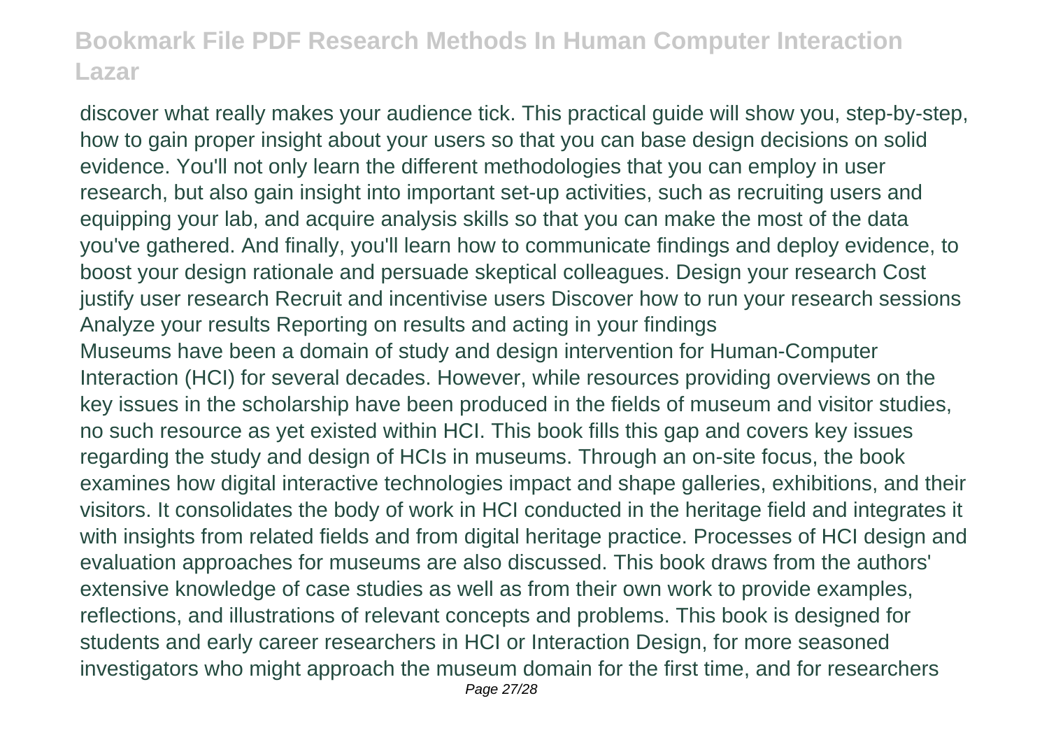discover what really makes your audience tick. This practical guide will show you, step-by-step, how to gain proper insight about your users so that you can base design decisions on solid evidence. You'll not only learn the different methodologies that you can employ in user research, but also gain insight into important set-up activities, such as recruiting users and equipping your lab, and acquire analysis skills so that you can make the most of the data you've gathered. And finally, you'll learn how to communicate findings and deploy evidence, to boost your design rationale and persuade skeptical colleagues. Design your research Cost justify user research Recruit and incentivise users Discover how to run your research sessions Analyze your results Reporting on results and acting in your findings

Museums have been a domain of study and design intervention for Human-Computer Interaction (HCI) for several decades. However, while resources providing overviews on the key issues in the scholarship have been produced in the fields of museum and visitor studies, no such resource as yet existed within HCI. This book fills this gap and covers key issues regarding the study and design of HCIs in museums. Through an on-site focus, the book examines how digital interactive technologies impact and shape galleries, exhibitions, and their visitors. It consolidates the body of work in HCI conducted in the heritage field and integrates it with insights from related fields and from digital heritage practice. Processes of HCI design and evaluation approaches for museums are also discussed. This book draws from the authors' extensive knowledge of case studies as well as from their own work to provide examples, reflections, and illustrations of relevant concepts and problems. This book is designed for students and early career researchers in HCI or Interaction Design, for more seasoned investigators who might approach the museum domain for the first time, and for researchers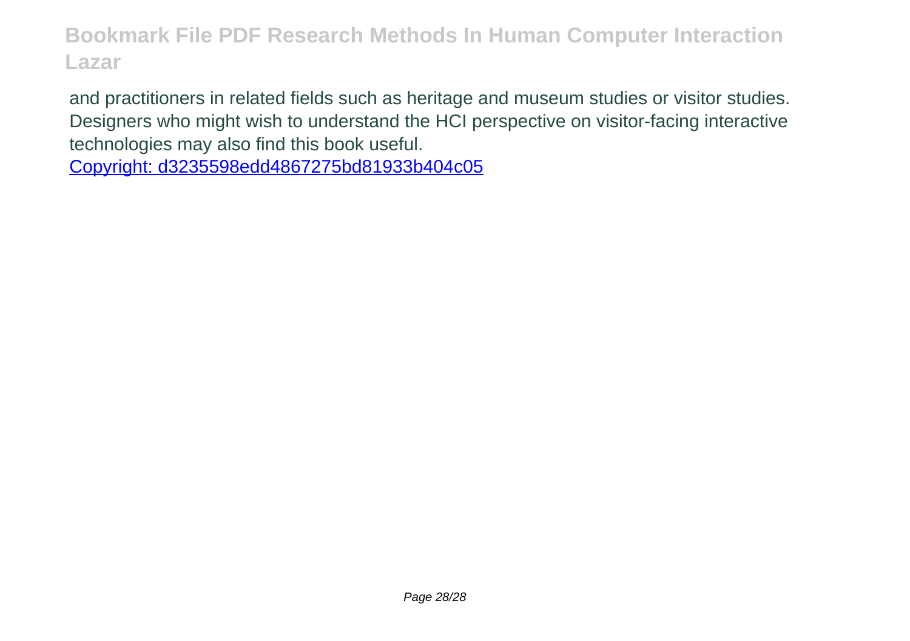and practitioners in related fields such as heritage and museum studies or visitor studies. Designers who might wish to understand the HCI perspective on visitor-facing interactive technologies may also find this book useful.

Copyright: d3235598edd4867275bd81933b404c05